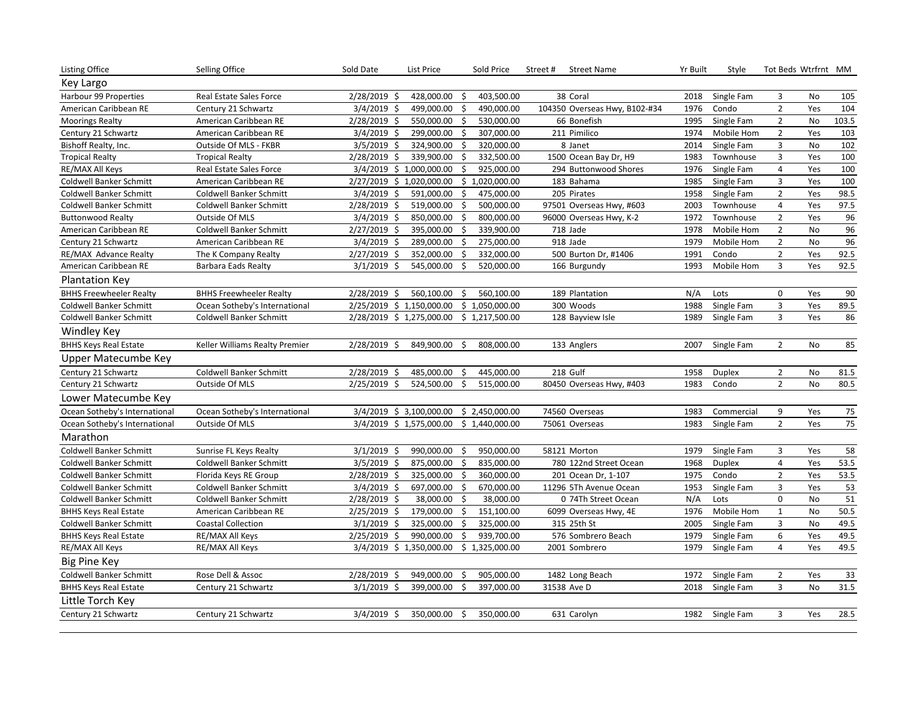| Listing Office | Selling Office | Sold Date | List Price | Sold Price | Street # | Street Name | Yr Built | Style | Tot Beds | Wtrfrnt | MM |
|---|---|---|---|---|---|---|---|---|---|---|---|
| **Key Largo** | | | | | | | | | | | |
| Harbour 99 Properties | Real Estate Sales Force | 2/28/2019 | $ 428,000.00 | $ 403,500.00 | 38 | Coral | 2018 | Single Fam | 3 | No | 105 |
| American Caribbean RE | Century 21 Schwartz | 3/4/2019 | $ 499,000.00 | $ 490,000.00 | 104350 | Overseas Hwy, B102-#34 | 1976 | Condo | 2 | Yes | 104 |
| Moorings Realty | American Caribbean RE | 2/28/2019 | $ 550,000.00 | $ 530,000.00 | 66 | Bonefish | 1995 | Single Fam | 2 | No | 103.5 |
| Century 21 Schwartz | American Caribbean RE | 3/4/2019 | $ 299,000.00 | $ 307,000.00 | 211 | Pimilico | 1974 | Mobile Hom | 2 | Yes | 103 |
| Bishoff Realty, Inc. | Outside Of MLS - FKBR | 3/5/2019 | $ 324,900.00 | $ 320,000.00 | 8 | Janet | 2014 | Single Fam | 3 | No | 102 |
| Tropical Realty | Tropical Realty | 2/28/2019 | $ 339,900.00 | $ 332,500.00 | 1500 | Ocean Bay Dr, H9 | 1983 | Townhouse | 3 | Yes | 100 |
| RE/MAX All Keys | Real Estate Sales Force | 3/4/2019 | $ 1,000,000.00 | $ 925,000.00 | 294 | Buttonwood Shores | 1976 | Single Fam | 4 | Yes | 100 |
| Coldwell Banker Schmitt | American Caribbean RE | 2/27/2019 | $ 1,020,000.00 | $ 1,020,000.00 | 183 | Bahama | 1985 | Single Fam | 3 | Yes | 100 |
| Coldwell Banker Schmitt | Coldwell Banker Schmitt | 3/4/2019 | $ 591,000.00 | $ 475,000.00 | 205 | Pirates | 1958 | Single Fam | 2 | Yes | 98.5 |
| Coldwell Banker Schmitt | Coldwell Banker Schmitt | 2/28/2019 | $ 519,000.00 | $ 500,000.00 | 97501 | Overseas Hwy, #603 | 2003 | Townhouse | 4 | Yes | 97.5 |
| Buttonwood Realty | Outside Of MLS | 3/4/2019 | $ 850,000.00 | $ 800,000.00 | 96000 | Overseas Hwy, K-2 | 1972 | Townhouse | 2 | Yes | 96 |
| American Caribbean RE | Coldwell Banker Schmitt | 2/27/2019 | $ 395,000.00 | $ 339,900.00 | 718 | Jade | 1978 | Mobile Hom | 2 | No | 96 |
| Century 21 Schwartz | American Caribbean RE | 3/4/2019 | $ 289,000.00 | $ 275,000.00 | 918 | Jade | 1979 | Mobile Hom | 2 | No | 96 |
| RE/MAX Advance Realty | The K Company Realty | 2/27/2019 | $ 352,000.00 | $ 332,000.00 | 500 | Burton Dr, #1406 | 1991 | Condo | 2 | Yes | 92.5 |
| American Caribbean RE | Barbara Eads Realty | 3/1/2019 | $ 545,000.00 | $ 520,000.00 | 166 | Burgundy | 1993 | Mobile Hom | 3 | Yes | 92.5 |
| **Plantation Key** | | | | | | | | | | | |
| BHHS Freewheeler Realty | BHHS Freewheeler Realty | 2/28/2019 | $ 560,100.00 | $ 560,100.00 | 189 | Plantation | N/A | Lots | 0 | Yes | 90 |
| Coldwell Banker Schmitt | Ocean Sotheby's International | 2/25/2019 | $ 1,150,000.00 | $ 1,050,000.00 | 300 | Woods | 1988 | Single Fam | 3 | Yes | 89.5 |
| Coldwell Banker Schmitt | Coldwell Banker Schmitt | 2/28/2019 | $ 1,275,000.00 | $ 1,217,500.00 | 128 | Bayview Isle | 1989 | Single Fam | 3 | Yes | 86 |
| **Windley Key** | | | | | | | | | | | |
| BHHS Keys Real Estate | Keller Williams Realty Premier | 2/28/2019 | $ 849,900.00 | $ 808,000.00 | 133 | Anglers | 2007 | Single Fam | 2 | No | 85 |
| **Upper Matecumbe Key** | | | | | | | | | | | |
| Century 21 Schwartz | Coldwell Banker Schmitt | 2/28/2019 | $ 485,000.00 | $ 445,000.00 | 218 | Gulf | 1958 | Duplex | 2 | No | 81.5 |
| Century 21 Schwartz | Outside Of MLS | 2/25/2019 | $ 524,500.00 | $ 515,000.00 | 80450 | Overseas Hwy, #403 | 1983 | Condo | 2 | No | 80.5 |
| **Lower Matecumbe Key** | | | | | | | | | | | |
| Ocean Sotheby's International | Ocean Sotheby's International | 3/4/2019 | $ 3,100,000.00 | $ 2,450,000.00 | 74560 | Overseas | 1983 | Commercial | 9 | Yes | 75 |
| Ocean Sotheby's International | Outside Of MLS | 3/4/2019 | $ 1,575,000.00 | $ 1,440,000.00 | 75061 | Overseas | 1983 | Single Fam | 2 | Yes | 75 |
| **Marathon** | | | | | | | | | | | |
| Coldwell Banker Schmitt | Sunrise FL Keys Realty | 3/1/2019 | $ 990,000.00 | $ 950,000.00 | 58121 | Morton | 1979 | Single Fam | 3 | Yes | 58 |
| Coldwell Banker Schmitt | Coldwell Banker Schmitt | 3/5/2019 | $ 875,000.00 | $ 835,000.00 | 780 | 122nd Street Ocean | 1968 | Duplex | 4 | Yes | 53.5 |
| Coldwell Banker Schmitt | Florida Keys RE Group | 2/28/2019 | $ 325,000.00 | $ 360,000.00 | 201 | Ocean Dr, 1-107 | 1975 | Condo | 2 | Yes | 53.5 |
| Coldwell Banker Schmitt | Coldwell Banker Schmitt | 3/4/2019 | $ 697,000.00 | $ 670,000.00 | 11296 | 5Th Avenue Ocean | 1953 | Single Fam | 3 | Yes | 53 |
| Coldwell Banker Schmitt | Coldwell Banker Schmitt | 2/28/2019 | $ 38,000.00 | $ 38,000.00 | 0 | 74Th Street Ocean | N/A | Lots | 0 | No | 51 |
| BHHS Keys Real Estate | American Caribbean RE | 2/25/2019 | $ 179,000.00 | $ 151,100.00 | 6099 | Overseas Hwy, 4E | 1976 | Mobile Hom | 1 | No | 50.5 |
| Coldwell Banker Schmitt | Coastal Collection | 3/1/2019 | $ 325,000.00 | $ 325,000.00 | 315 | 25th St | 2005 | Single Fam | 3 | No | 49.5 |
| BHHS Keys Real Estate | RE/MAX All Keys | 2/25/2019 | $ 990,000.00 | $ 939,700.00 | 576 | Sombrero Beach | 1979 | Single Fam | 6 | Yes | 49.5 |
| RE/MAX All Keys | RE/MAX All Keys | 3/4/2019 | $ 1,350,000.00 | $ 1,325,000.00 | 2001 | Sombrero | 1979 | Single Fam | 4 | Yes | 49.5 |
| **Big Pine Key** | | | | | | | | | | | |
| Coldwell Banker Schmitt | Rose Dell & Assoc | 2/28/2019 | $ 949,000.00 | $ 905,000.00 | 1482 | Long Beach | 1972 | Single Fam | 2 | Yes | 33 |
| BHHS Keys Real Estate | Century 21 Schwartz | 3/1/2019 | $ 399,000.00 | $ 397,000.00 | 31538 | Ave D | 2018 | Single Fam | 3 | No | 31.5 |
| **Little Torch Key** | | | | | | | | | | | |
| Century 21 Schwartz | Century 21 Schwartz | 3/4/2019 | $ 350,000.00 | $ 350,000.00 | 631 | Carolyn | 1982 | Single Fam | 3 | Yes | 28.5 |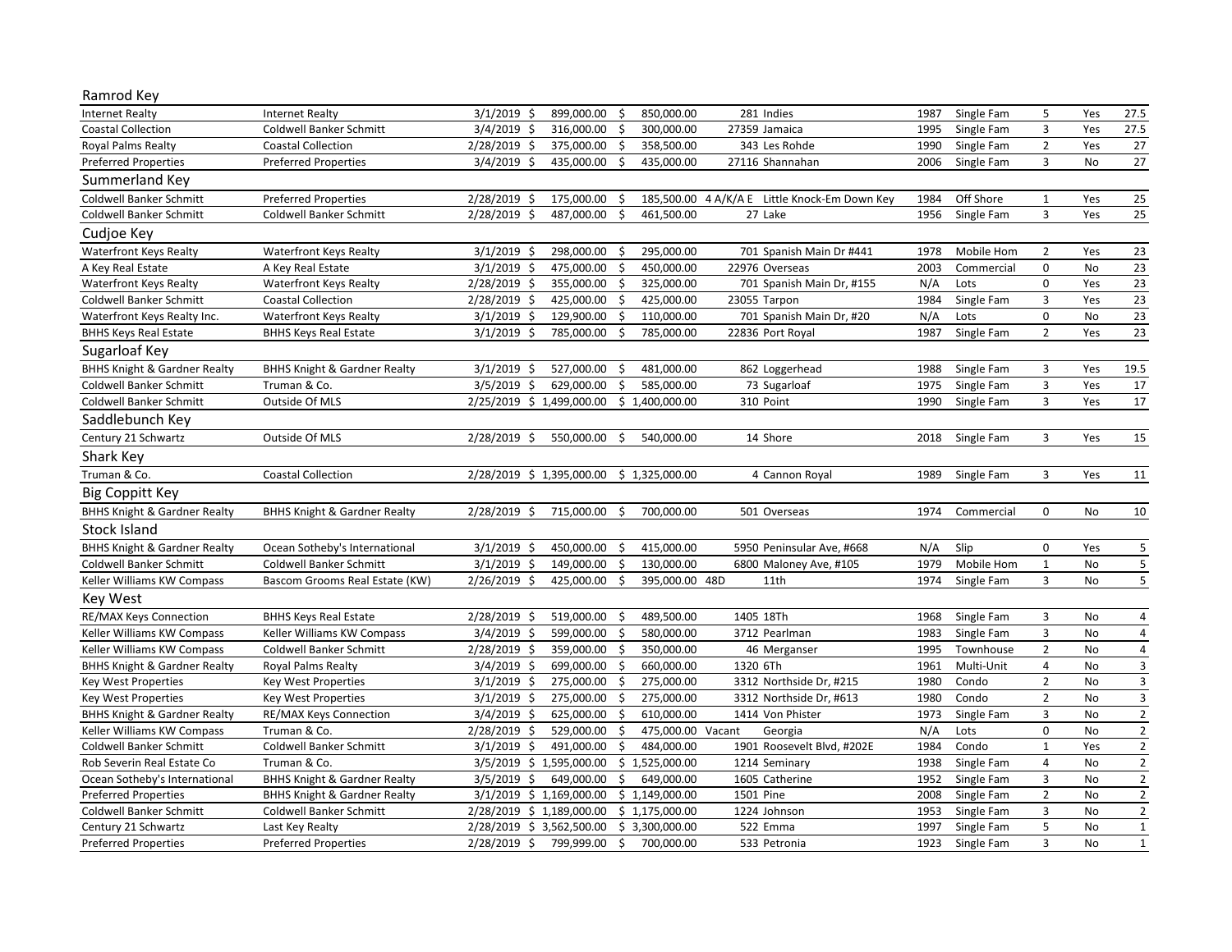## Ramrod Key

| | | | | | | | | | | | |
|---|---|---|---|---|---|---|---|---|---|---|---|
| Internet Realty | Internet Realty | 3/1/2019 | $ 899,000.00 | $ 850,000.00 | 281 | Indies | 1987 | Single Fam | 5 | Yes | 27.5 |
| Coastal Collection | Coldwell Banker Schmitt | 3/4/2019 | $ 316,000.00 | $ 300,000.00 | 27359 | Jamaica | 1995 | Single Fam | 3 | Yes | 27.5 |
| Royal Palms Realty | Coastal Collection | 2/28/2019 | $ 375,000.00 | $ 358,500.00 | 343 | Les Rohde | 1990 | Single Fam | 2 | Yes | 27 |
| Preferred Properties | Preferred Properties | 3/4/2019 | $ 435,000.00 | $ 435,000.00 | 27116 | Shannahan | 2006 | Single Fam | 3 | No | 27 |
| **Summerland Key** | | | | | | | | | | | |
| Coldwell Banker Schmitt | Preferred Properties | 2/28/2019 | $ 175,000.00 | $ 185,500.00 | 4 A/K/A E | Little Knock-Em Down Key | 1984 | Off Shore | 1 | Yes | 25 |
| Coldwell Banker Schmitt | Coldwell Banker Schmitt | 2/28/2019 | $ 487,000.00 | $ 461,500.00 | 27 | Lake | 1956 | Single Fam | 3 | Yes | 25 |
| **Cudjoe Key** | | | | | | | | | | | |
| Waterfront Keys Realty | Waterfront Keys Realty | 3/1/2019 | $ 298,000.00 | $ 295,000.00 | 701 | Spanish Main Dr #441 | 1978 | Mobile Hom | 2 | Yes | 23 |
| A Key Real Estate | A Key Real Estate | 3/1/2019 | $ 475,000.00 | $ 450,000.00 | 22976 | Overseas | 2003 | Commercial | 0 | No | 23 |
| Waterfront Keys Realty | Waterfront Keys Realty | 2/28/2019 | $ 355,000.00 | $ 325,000.00 | 701 | Spanish Main Dr, #155 | N/A | Lots | 0 | Yes | 23 |
| Coldwell Banker Schmitt | Coastal Collection | 2/28/2019 | $ 425,000.00 | $ 425,000.00 | 23055 | Tarpon | 1984 | Single Fam | 3 | Yes | 23 |
| Waterfront Keys Realty Inc. | Waterfront Keys Realty | 3/1/2019 | $ 129,900.00 | $ 110,000.00 | 701 | Spanish Main Dr, #20 | N/A | Lots | 0 | No | 23 |
| BHHS Keys Real Estate | BHHS Keys Real Estate | 3/1/2019 | $ 785,000.00 | $ 785,000.00 | 22836 | Port Royal | 1987 | Single Fam | 2 | Yes | 23 |
| **Sugarloaf Key** | | | | | | | | | | | |
| BHHS Knight & Gardner Realty | BHHS Knight & Gardner Realty | 3/1/2019 | $ 527,000.00 | $ 481,000.00 | 862 | Loggerhead | 1988 | Single Fam | 3 | Yes | 19.5 |
| Coldwell Banker Schmitt | Truman & Co. | 3/5/2019 | $ 629,000.00 | $ 585,000.00 | 73 | Sugarloaf | 1975 | Single Fam | 3 | Yes | 17 |
| Coldwell Banker Schmitt | Outside Of MLS | 2/25/2019 | $ 1,499,000.00 | $ 1,400,000.00 | 310 | Point | 1990 | Single Fam | 3 | Yes | 17 |
| **Saddlebunch Key** | | | | | | | | | | | |
| Century 21 Schwartz | Outside Of MLS | 2/28/2019 | $ 550,000.00 | $ 540,000.00 | 14 | Shore | 2018 | Single Fam | 3 | Yes | 15 |
| **Shark Key** | | | | | | | | | | | |
| Truman & Co. | Coastal Collection | 2/28/2019 | $ 1,395,000.00 | $ 1,325,000.00 | 4 | Cannon Royal | 1989 | Single Fam | 3 | Yes | 11 |
| **Big Coppitt Key** | | | | | | | | | | | |
| BHHS Knight & Gardner Realty | BHHS Knight & Gardner Realty | 2/28/2019 | $ 715,000.00 | $ 700,000.00 | 501 | Overseas | 1974 | Commercial | 0 | No | 10 |
| **Stock Island** | | | | | | | | | | | |
| BHHS Knight & Gardner Realty | Ocean Sotheby's International | 3/1/2019 | $ 450,000.00 | $ 415,000.00 | 5950 | Peninsular Ave, #668 | N/A | Slip | 0 | Yes | 5 |
| Coldwell Banker Schmitt | Coldwell Banker Schmitt | 3/1/2019 | $ 149,000.00 | $ 130,000.00 | 6800 | Maloney Ave, #105 | 1979 | Mobile Hom | 1 | No | 5 |
| Keller Williams KW Compass | Bascom Grooms Real Estate (KW) | 2/26/2019 | $ 425,000.00 | $ 395,000.00 | 48D | 11th | 1974 | Single Fam | 3 | No | 5 |
| **Key West** | | | | | | | | | | | |
| RE/MAX Keys Connection | BHHS Keys Real Estate | 2/28/2019 | $ 519,000.00 | $ 489,500.00 | 1405 | 18Th | 1968 | Single Fam | 3 | No | 4 |
| Keller Williams KW Compass | Keller Williams KW Compass | 3/4/2019 | $ 599,000.00 | $ 580,000.00 | 3712 | Pearlman | 1983 | Single Fam | 3 | No | 4 |
| Keller Williams KW Compass | Coldwell Banker Schmitt | 2/28/2019 | $ 359,000.00 | $ 350,000.00 | 46 | Merganser | 1995 | Townhouse | 2 | No | 4 |
| BHHS Knight & Gardner Realty | Royal Palms Realty | 3/4/2019 | $ 699,000.00 | $ 660,000.00 | 1320 | 6Th | 1961 | Multi-Unit | 4 | No | 3 |
| Key West Properties | Key West Properties | 3/1/2019 | $ 275,000.00 | $ 275,000.00 | 3312 | Northside Dr, #215 | 1980 | Condo | 2 | No | 3 |
| Key West Properties | Key West Properties | 3/1/2019 | $ 275,000.00 | $ 275,000.00 | 3312 | Northside Dr, #613 | 1980 | Condo | 2 | No | 3 |
| BHHS Knight & Gardner Realty | RE/MAX Keys Connection | 3/4/2019 | $ 625,000.00 | $ 610,000.00 | 1414 | Von Phister | 1973 | Single Fam | 3 | No | 2 |
| Keller Williams KW Compass | Truman & Co. | 2/28/2019 | $ 529,000.00 | $ 475,000.00 | Vacant | Georgia | N/A | Lots | 0 | No | 2 |
| Coldwell Banker Schmitt | Coldwell Banker Schmitt | 3/1/2019 | $ 491,000.00 | $ 484,000.00 | 1901 | Roosevelt Blvd, #202E | 1984 | Condo | 1 | Yes | 2 |
| Rob Severin Real Estate Co | Truman & Co. | 3/5/2019 | $ 1,595,000.00 | $ 1,525,000.00 | 1214 | Seminary | 1938 | Single Fam | 4 | No | 2 |
| Ocean Sotheby's International | BHHS Knight & Gardner Realty | 3/5/2019 | $ 649,000.00 | $ 649,000.00 | 1605 | Catherine | 1952 | Single Fam | 3 | No | 2 |
| Preferred Properties | BHHS Knight & Gardner Realty | 3/1/2019 | $ 1,169,000.00 | $ 1,149,000.00 | 1501 | Pine | 2008 | Single Fam | 2 | No | 2 |
| Coldwell Banker Schmitt | Coldwell Banker Schmitt | 2/28/2019 | $ 1,189,000.00 | $ 1,175,000.00 | 1224 | Johnson | 1953 | Single Fam | 3 | No | 2 |
| Century 21 Schwartz | Last Key Realty | 2/28/2019 | $ 3,562,500.00 | $ 3,300,000.00 | 522 | Emma | 1997 | Single Fam | 5 | No | 1 |
| Preferred Properties | Preferred Properties | 2/28/2019 | $ 799,999.00 | $ 700,000.00 | 533 | Petronia | 1923 | Single Fam | 3 | No | 1 |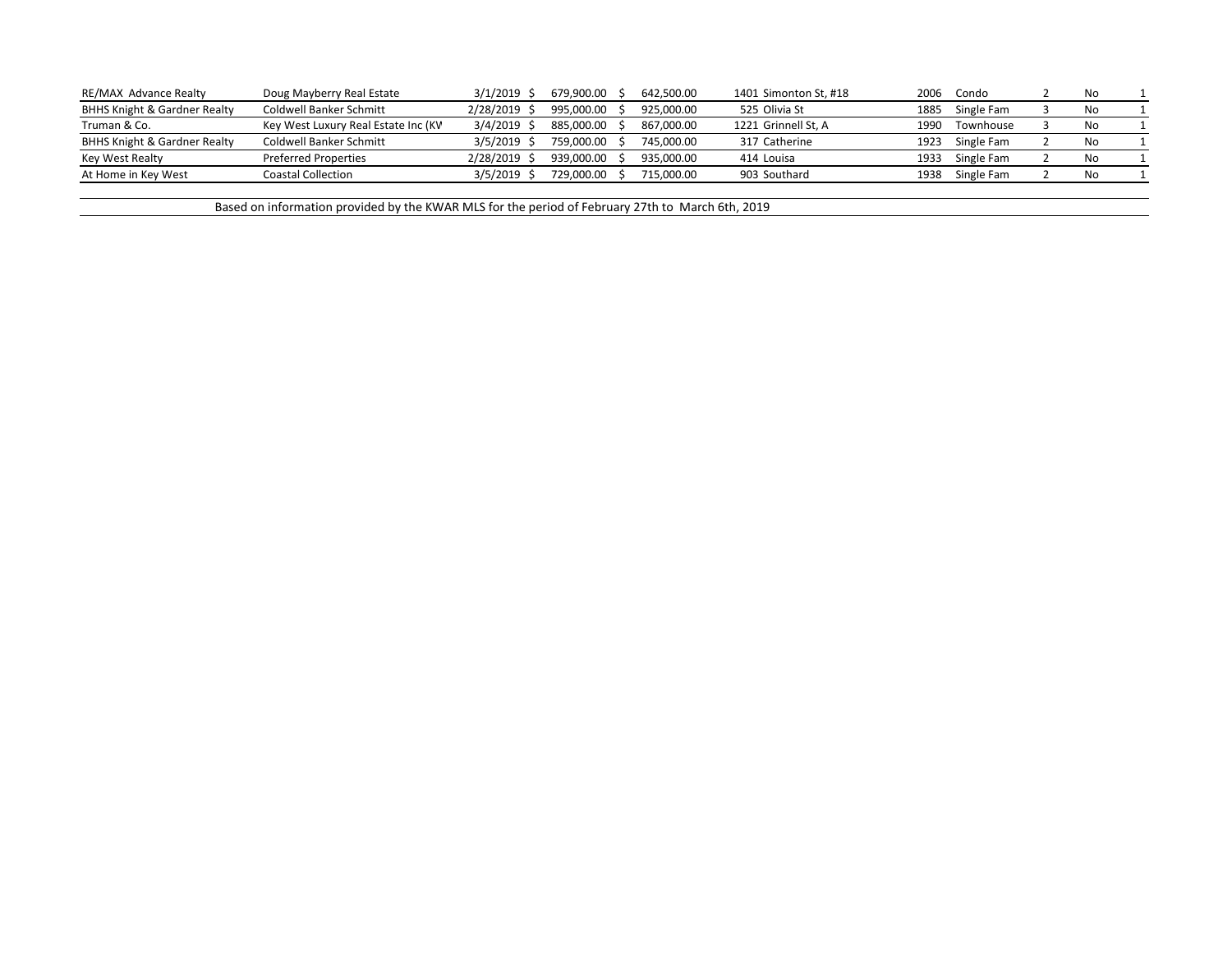| | | | | | | | | | | |
|---|---|---|---|---|---|---|---|---|---|---|
| RE/MAX Advance Realty | Doug Mayberry Real Estate | 3/1/2019 | $ 679,900.00 | $ 642,500.00 | 1401 Simonton St, #18 | 2006 | Condo | 2 | No | 1 |
| BHHS Knight & Gardner Realty | Coldwell Banker Schmitt | 2/28/2019 | $ 995,000.00 | $ 925,000.00 | 525 Olivia St | 1885 | Single Fam | 3 | No | 1 |
| Truman & Co. | Key West Luxury Real Estate Inc (KV | 3/4/2019 | $ 885,000.00 | $ 867,000.00 | 1221 Grinnell St, A | 1990 | Townhouse | 3 | No | 1 |
| BHHS Knight & Gardner Realty | Coldwell Banker Schmitt | 3/5/2019 | $ 759,000.00 | $ 745,000.00 | 317 Catherine | 1923 | Single Fam | 2 | No | 1 |
| Key West Realty | Preferred Properties | 2/28/2019 | $ 939,000.00 | $ 935,000.00 | 414 Louisa | 1933 | Single Fam | 2 | No | 1 |
| At Home in Key West | Coastal Collection | 3/5/2019 | $ 729,000.00 | $ 715,000.00 | 903 Southard | 1938 | Single Fam | 2 | No | 1 |

Based on information provided by the KWAR MLS for the period of February 27th to March 6th, 2019